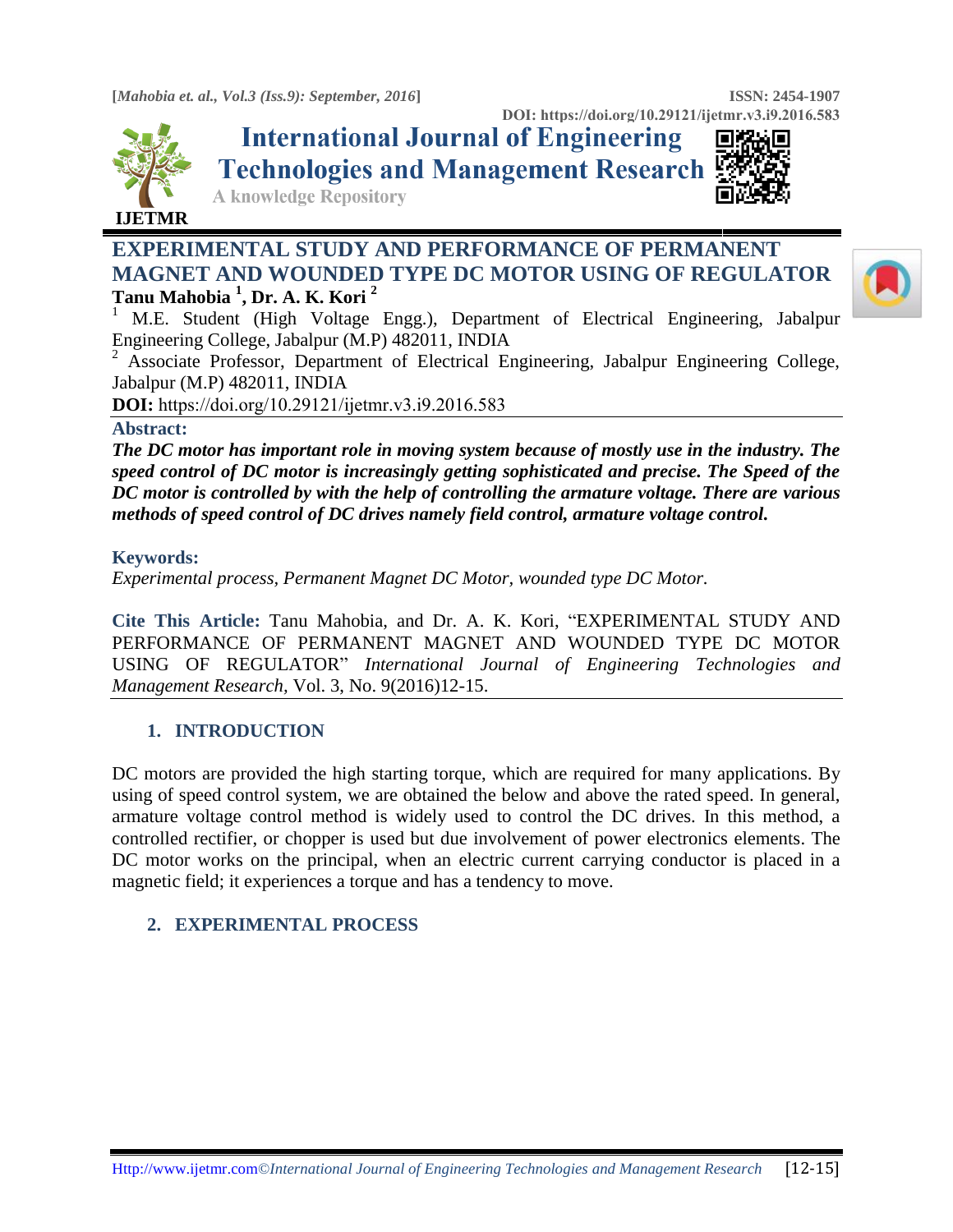# EXPERIMENTAL STUDY AND PERFORMANCE OF PERMANENT MAGNET AND WOUNDED TYPE DC MOTOR USING OF REGULATOR

**Tanu Mahobia [1], Dr. A. K. Kori [2]**

[1] M.E. Student (High Voltage Engg.), Department of Electrical Engineering, Jabalpur Engineering College, Jabalpur (M.P) 482011, INDIA

[2] Associate Professor, Department of Electrical Engineering, Jabalpur Engineering College, Jabalpur (M.P) 482011, INDIA

**DOI:** https://doi.org/10.29121/ijetmr.v3.i9.2016.583

## Abstract:

***The DC motor has important role in moving system because of mostly use in the industry. The speed control of DC motor is increasingly getting sophisticated and precise. The Speed of the DC motor is controlled by with the help of controlling the armature voltage. There are various methods of speed control of DC drives namely field control, armature voltage control.***

## Keywords:

*Experimental process, Permanent Magnet DC Motor, wounded type DC Motor.*

**Cite This Article:** Tanu Mahobia, and Dr. A. K. Kori, "EXPERIMENTAL STUDY AND PERFORMANCE OF PERMANENT MAGNET AND WOUNDED TYPE DC MOTOR USING OF REGULATOR" *International Journal of Engineering Technologies and Management Research*, Vol. 3, No. 9(2016)12-15.

## 1. INTRODUCTION

DC motors are provided the high starting torque, which are required for many applications. By using of speed control system, we are obtained the below and above the rated speed. In general, armature voltage control method is widely used to control the DC drives. In this method, a controlled rectifier, or chopper is used but due involvement of power electronics elements. The DC motor works on the principal, when an electric current carrying conductor is placed in a magnetic field; it experiences a torque and has a tendency to move.

## 2. EXPERIMENTAL PROCESS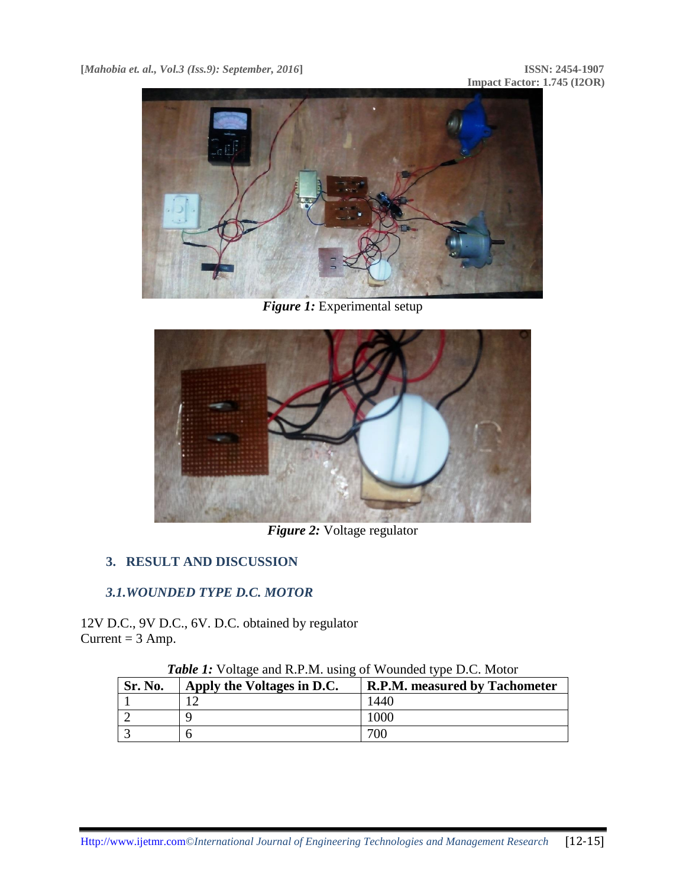*Figure 1:* Experimental setup

*Figure 2:* Voltage regulator

## 3. RESULT AND DISCUSSION

### 3.1. WOUNDED TYPE D.C. MOTOR

12V D.C., 9V D.C., 6V. D.C. obtained by regulator
Current = 3 Amp.

*Table 1:* Voltage and R.P.M. using of Wounded type D.C. Motor

| Sr. No. | Apply the Voltages in D.C. | R.P.M. measured by Tachometer |
|---|---|---|
| 1 | 12 | 1440 |
| 2 | 9 | 1000 |
| 3 | 6 | 700 |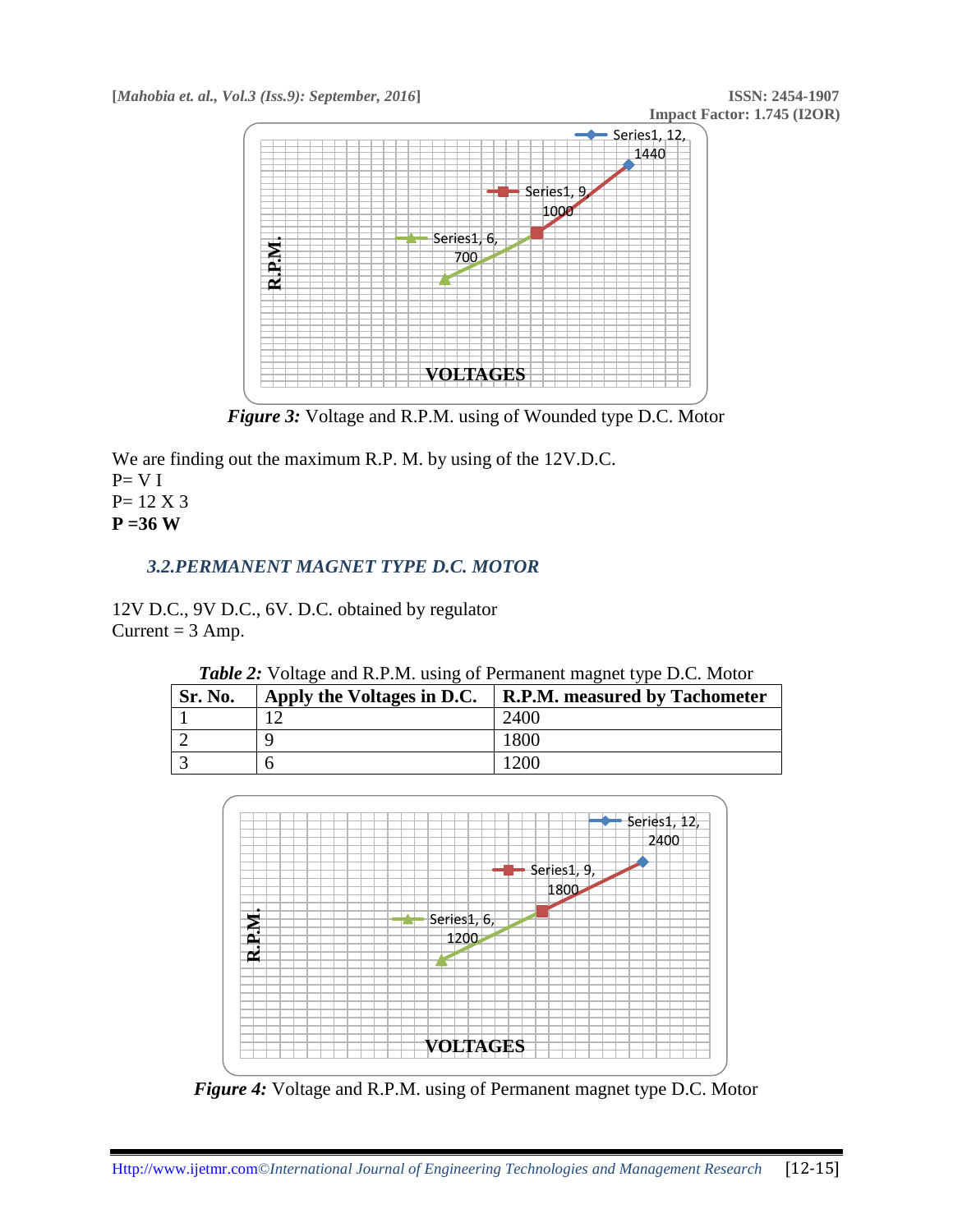Figure 3: Voltage and R.P.M. using of Wounded type D.C. Motor

We are finding out the maximum R.P. M. by using of the 12V.D.C.

P= V I

P= 12 X 3

**P =36 W**

### *3.2.PERMANENT MAGNET TYPE D.C. MOTOR*

12V D.C., 9V D.C., 6V. D.C. obtained by regulator

Current = 3 Amp.

***Table 2:*** Voltage and R.P.M. using of Permanent magnet type D.C. Motor

| Sr. No. | Apply the Voltages in D.C. | R.P.M. measured by Tachometer |
|---|---|---|
| 1 | 12 | 2400 |
| 2 | 9 | 1800 |
| 3 | 6 | 1200 |

***Figure 4:*** Voltage and R.P.M. using of Permanent magnet type D.C. Motor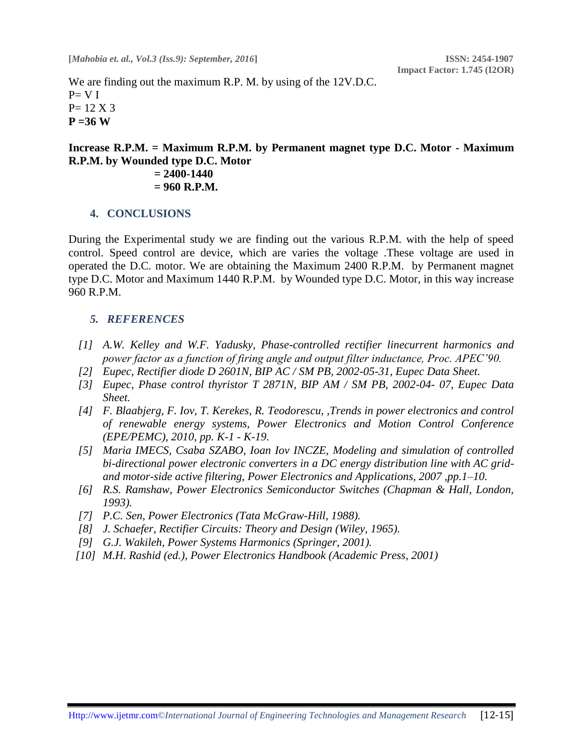We are finding out the maximum R.P. M. by using of the 12V.D.C.

P= V I

P= 12 X 3

**P =36 W**

**Increase R.P.M. = Maximum R.P.M. by Permanent magnet type D.C. Motor - Maximum R.P.M. by Wounded type D.C. Motor**

**= 2400-1440**

**= 960 R.P.M.**

## 4. CONCLUSIONS

During the Experimental study we are finding out the various R.P.M. with the help of speed control. Speed control are device, which are varies the voltage .These voltage are used in operated the D.C. motor. We are obtaining the Maximum 2400 R.P.M. by Permanent magnet type D.C. Motor and Maximum 1440 R.P.M. by Wounded type D.C. Motor, in this way increase 960 R.P.M.

## *5. REFERENCES*

- *[1] A.W. Kelley and W.F. Yadusky, Phase-controlled rectifier linecurrent harmonics and power factor as a function of firing angle and output filter inductance, Proc. APEC'90.*
- *[2] Eupec, Rectifier diode D 2601N, BIP AC / SM PB, 2002-05-31, Eupec Data Sheet.*
- *[3] Eupec, Phase control thyristor T 2871N, BIP AM / SM PB, 2002-04- 07, Eupec Data Sheet.*
- *[4] F. Blaabjerg, F. Iov, T. Kerekes, R. Teodorescu, ,Trends in power electronics and control of renewable energy systems, Power Electronics and Motion Control Conference (EPE/PEMC), 2010, pp. K-1 - K-19.*
- *[5] Maria IMECS, Csaba SZABO, Ioan Iov INCZE, Modeling and simulation of controlled bi-directional power electronic converters in a DC energy distribution line with AC grid-and motor-side active filtering, Power Electronics and Applications, 2007 ,pp.1–10.*
- *[6] R.S. Ramshaw, Power Electronics Semiconductor Switches (Chapman & Hall, London, 1993).*
- *[7] P.C. Sen, Power Electronics (Tata McGraw-Hill, 1988).*
- *[8] J. Schaefer, Rectifier Circuits: Theory and Design (Wiley, 1965).*
- *[9] G.J. Wakileh, Power Systems Harmonics (Springer, 2001).*
- *[10] M.H. Rashid (ed.), Power Electronics Handbook (Academic Press, 2001)*